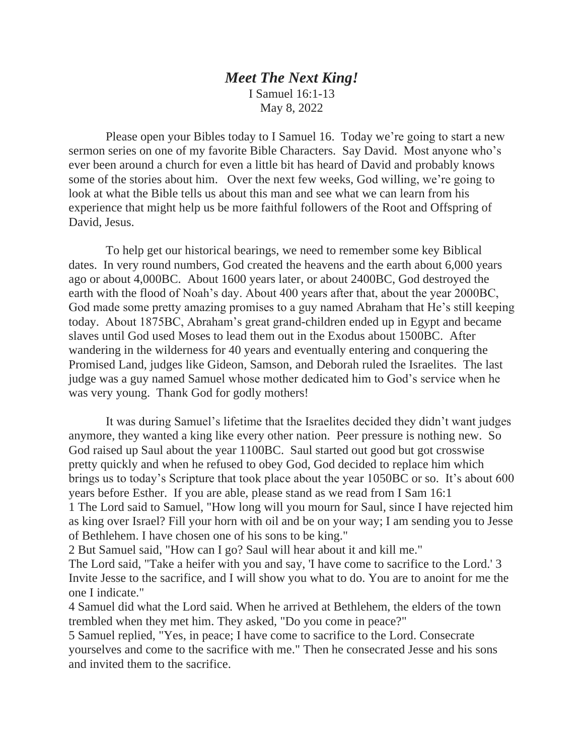# *Meet The Next King!*

I Samuel 16:1-13
May 8, 2022

Please open your Bibles today to I Samuel 16. Today we're going to start a new sermon series on one of my favorite Bible Characters. Say David. Most anyone who's ever been around a church for even a little bit has heard of David and probably knows some of the stories about him. Over the next few weeks, God willing, we're going to look at what the Bible tells us about this man and see what we can learn from his experience that might help us be more faithful followers of the Root and Offspring of David, Jesus.

To help get our historical bearings, we need to remember some key Biblical dates. In very round numbers, God created the heavens and the earth about 6,000 years ago or about 4,000BC. About 1600 years later, or about 2400BC, God destroyed the earth with the flood of Noah's day. About 400 years after that, about the year 2000BC, God made some pretty amazing promises to a guy named Abraham that He's still keeping today. About 1875BC, Abraham's great grand-children ended up in Egypt and became slaves until God used Moses to lead them out in the Exodus about 1500BC. After wandering in the wilderness for 40 years and eventually entering and conquering the Promised Land, judges like Gideon, Samson, and Deborah ruled the Israelites. The last judge was a guy named Samuel whose mother dedicated him to God's service when he was very young. Thank God for godly mothers!

It was during Samuel's lifetime that the Israelites decided they didn't want judges anymore, they wanted a king like every other nation. Peer pressure is nothing new. So God raised up Saul about the year 1100BC. Saul started out good but got crosswise pretty quickly and when he refused to obey God, God decided to replace him which brings us to today's Scripture that took place about the year 1050BC or so. It's about 600 years before Esther. If you are able, please stand as we read from I Sam 16:1

1 The Lord said to Samuel, "How long will you mourn for Saul, since I have rejected him as king over Israel? Fill your horn with oil and be on your way; I am sending you to Jesse of Bethlehem. I have chosen one of his sons to be king."

2 But Samuel said, "How can I go? Saul will hear about it and kill me."

The Lord said, "Take a heifer with you and say, 'I have come to sacrifice to the Lord.' 3 Invite Jesse to the sacrifice, and I will show you what to do. You are to anoint for me the one I indicate."

4 Samuel did what the Lord said. When he arrived at Bethlehem, the elders of the town trembled when they met him. They asked, "Do you come in peace?"

5 Samuel replied, "Yes, in peace; I have come to sacrifice to the Lord. Consecrate yourselves and come to the sacrifice with me." Then he consecrated Jesse and his sons and invited them to the sacrifice.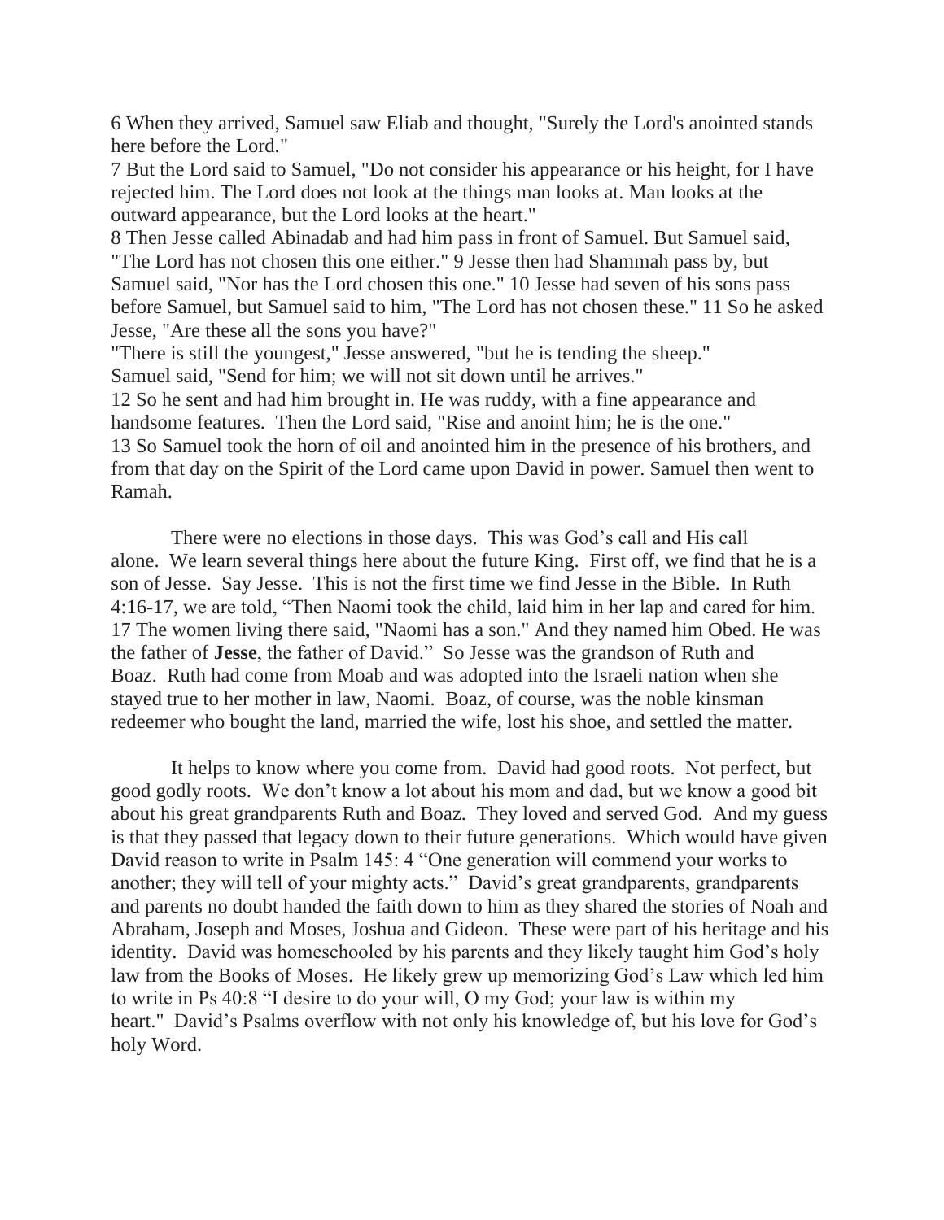6 When they arrived, Samuel saw Eliab and thought, "Surely the Lord's anointed stands here before the Lord."
7 But the Lord said to Samuel, "Do not consider his appearance or his height, for I have rejected him. The Lord does not look at the things man looks at. Man looks at the outward appearance, but the Lord looks at the heart."
8 Then Jesse called Abinadab and had him pass in front of Samuel. But Samuel said, "The Lord has not chosen this one either." 9 Jesse then had Shammah pass by, but Samuel said, "Nor has the Lord chosen this one." 10 Jesse had seven of his sons pass before Samuel, but Samuel said to him, "The Lord has not chosen these." 11 So he asked Jesse, "Are these all the sons you have?"
"There is still the youngest," Jesse answered, "but he is tending the sheep."
Samuel said, "Send for him; we will not sit down until he arrives."
12 So he sent and had him brought in. He was ruddy, with a fine appearance and handsome features. Then the Lord said, "Rise and anoint him; he is the one."
13 So Samuel took the horn of oil and anointed him in the presence of his brothers, and from that day on the Spirit of the Lord came upon David in power. Samuel then went to Ramah.

There were no elections in those days. This was God's call and His call alone. We learn several things here about the future King. First off, we find that he is a son of Jesse. Say Jesse. This is not the first time we find Jesse in the Bible. In Ruth 4:16-17, we are told, "Then Naomi took the child, laid him in her lap and cared for him. 17 The women living there said, "Naomi has a son." And they named him Obed. He was the father of **Jesse**, the father of David." So Jesse was the grandson of Ruth and Boaz. Ruth had come from Moab and was adopted into the Israeli nation when she stayed true to her mother in law, Naomi. Boaz, of course, was the noble kinsman redeemer who bought the land, married the wife, lost his shoe, and settled the matter.

It helps to know where you come from. David had good roots. Not perfect, but good godly roots. We don't know a lot about his mom and dad, but we know a good bit about his great grandparents Ruth and Boaz. They loved and served God. And my guess is that they passed that legacy down to their future generations. Which would have given David reason to write in Psalm 145: 4 "One generation will commend your works to another; they will tell of your mighty acts." David's great grandparents, grandparents and parents no doubt handed the faith down to him as they shared the stories of Noah and Abraham, Joseph and Moses, Joshua and Gideon. These were part of his heritage and his identity. David was homeschooled by his parents and they likely taught him God's holy law from the Books of Moses. He likely grew up memorizing God's Law which led him to write in Ps 40:8 "I desire to do your will, O my God; your law is within my heart." David's Psalms overflow with not only his knowledge of, but his love for God's holy Word.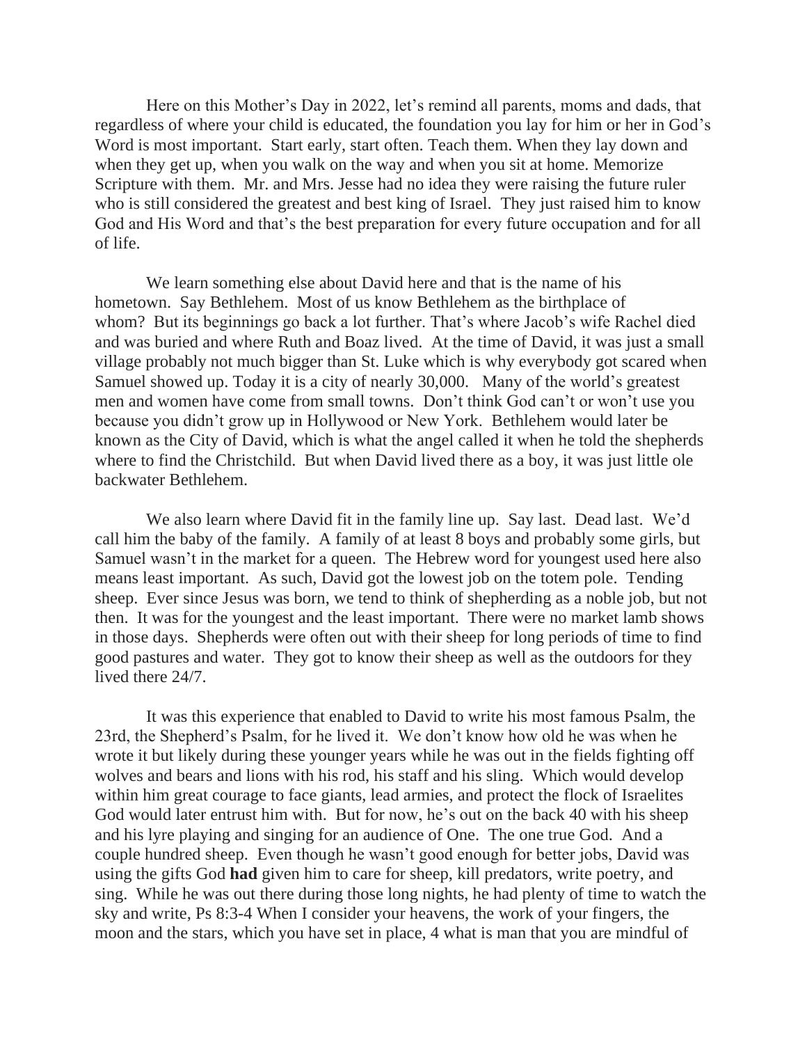Here on this Mother's Day in 2022, let's remind all parents, moms and dads, that regardless of where your child is educated, the foundation you lay for him or her in God's Word is most important. Start early, start often. Teach them. When they lay down and when they get up, when you walk on the way and when you sit at home. Memorize Scripture with them. Mr. and Mrs. Jesse had no idea they were raising the future ruler who is still considered the greatest and best king of Israel. They just raised him to know God and His Word and that's the best preparation for every future occupation and for all of life.

We learn something else about David here and that is the name of his hometown. Say Bethlehem. Most of us know Bethlehem as the birthplace of whom? But its beginnings go back a lot further. That's where Jacob's wife Rachel died and was buried and where Ruth and Boaz lived. At the time of David, it was just a small village probably not much bigger than St. Luke which is why everybody got scared when Samuel showed up. Today it is a city of nearly 30,000. Many of the world's greatest men and women have come from small towns. Don't think God can't or won't use you because you didn't grow up in Hollywood or New York. Bethlehem would later be known as the City of David, which is what the angel called it when he told the shepherds where to find the Christchild. But when David lived there as a boy, it was just little ole backwater Bethlehem.

We also learn where David fit in the family line up. Say last. Dead last. We'd call him the baby of the family. A family of at least 8 boys and probably some girls, but Samuel wasn't in the market for a queen. The Hebrew word for youngest used here also means least important. As such, David got the lowest job on the totem pole. Tending sheep. Ever since Jesus was born, we tend to think of shepherding as a noble job, but not then. It was for the youngest and the least important. There were no market lamb shows in those days. Shepherds were often out with their sheep for long periods of time to find good pastures and water. They got to know their sheep as well as the outdoors for they lived there 24/7.

It was this experience that enabled to David to write his most famous Psalm, the 23rd, the Shepherd's Psalm, for he lived it. We don't know how old he was when he wrote it but likely during these younger years while he was out in the fields fighting off wolves and bears and lions with his rod, his staff and his sling. Which would develop within him great courage to face giants, lead armies, and protect the flock of Israelites God would later entrust him with. But for now, he's out on the back 40 with his sheep and his lyre playing and singing for an audience of One. The one true God. And a couple hundred sheep. Even though he wasn't good enough for better jobs, David was using the gifts God **had** given him to care for sheep, kill predators, write poetry, and sing. While he was out there during those long nights, he had plenty of time to watch the sky and write, Ps 8:3-4 When I consider your heavens, the work of your fingers, the moon and the stars, which you have set in place, 4 what is man that you are mindful of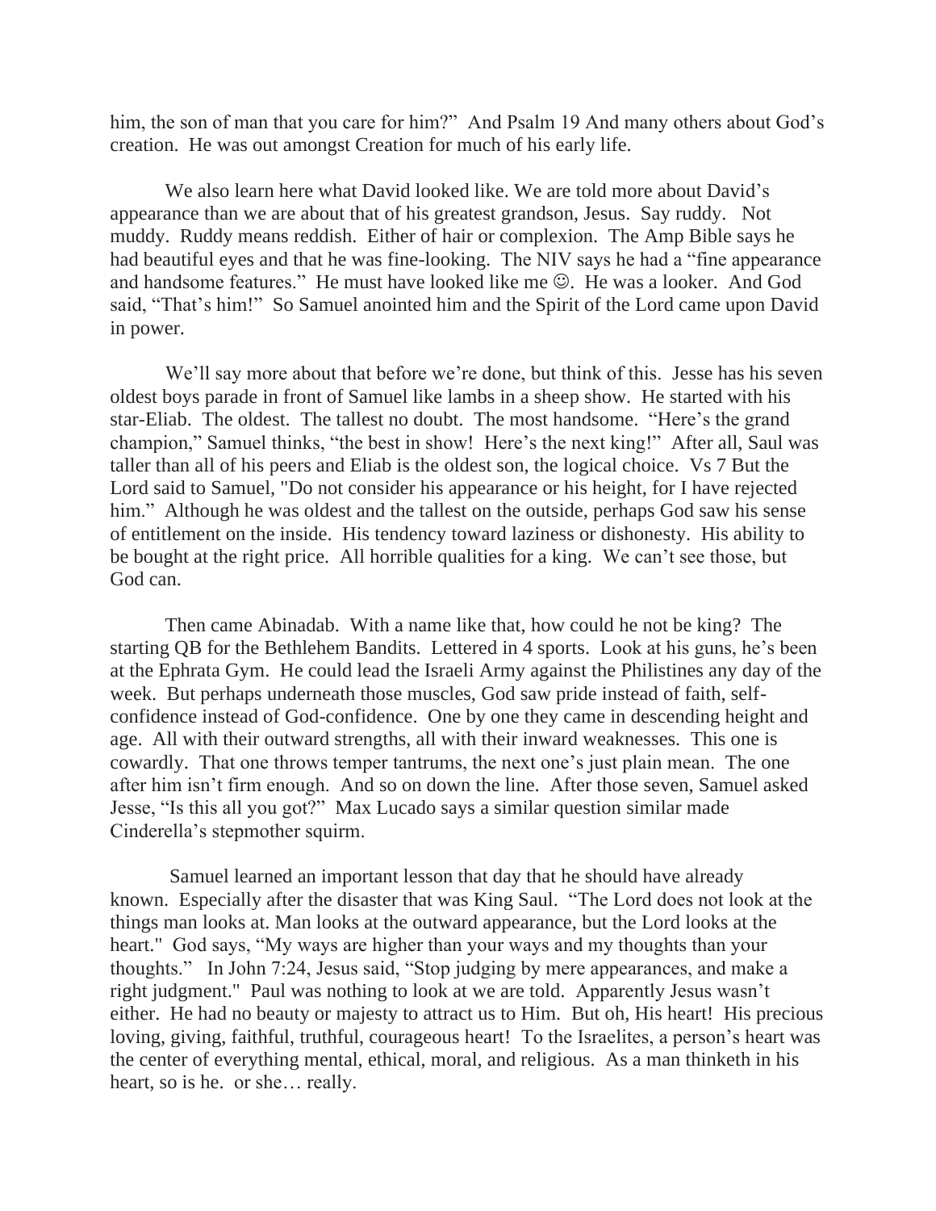him, the son of man that you care for him?" And Psalm 19 And many others about God's creation. He was out amongst Creation for much of his early life.

We also learn here what David looked like. We are told more about David's appearance than we are about that of his greatest grandson, Jesus. Say ruddy. Not muddy. Ruddy means reddish. Either of hair or complexion. The Amp Bible says he had beautiful eyes and that he was fine-looking. The NIV says he had a "fine appearance and handsome features." He must have looked like me ☺. He was a looker. And God said, "That's him!" So Samuel anointed him and the Spirit of the Lord came upon David in power.

We'll say more about that before we're done, but think of this. Jesse has his seven oldest boys parade in front of Samuel like lambs in a sheep show. He started with his star-Eliab. The oldest. The tallest no doubt. The most handsome. "Here's the grand champion," Samuel thinks, "the best in show! Here's the next king!" After all, Saul was taller than all of his peers and Eliab is the oldest son, the logical choice. Vs 7 But the Lord said to Samuel, "Do not consider his appearance or his height, for I have rejected him." Although he was oldest and the tallest on the outside, perhaps God saw his sense of entitlement on the inside. His tendency toward laziness or dishonesty. His ability to be bought at the right price. All horrible qualities for a king. We can't see those, but God can.

Then came Abinadab. With a name like that, how could he not be king? The starting QB for the Bethlehem Bandits. Lettered in 4 sports. Look at his guns, he's been at the Ephrata Gym. He could lead the Israeli Army against the Philistines any day of the week. But perhaps underneath those muscles, God saw pride instead of faith, self-confidence instead of God-confidence. One by one they came in descending height and age. All with their outward strengths, all with their inward weaknesses. This one is cowardly. That one throws temper tantrums, the next one's just plain mean. The one after him isn't firm enough. And so on down the line. After those seven, Samuel asked Jesse, "Is this all you got?" Max Lucado says a similar question similar made Cinderella's stepmother squirm.

Samuel learned an important lesson that day that he should have already known. Especially after the disaster that was King Saul. "The Lord does not look at the things man looks at. Man looks at the outward appearance, but the Lord looks at the heart." God says, "My ways are higher than your ways and my thoughts than your thoughts." In John 7:24, Jesus said, "Stop judging by mere appearances, and make a right judgment." Paul was nothing to look at we are told. Apparently Jesus wasn't either. He had no beauty or majesty to attract us to Him. But oh, His heart! His precious loving, giving, faithful, truthful, courageous heart! To the Israelites, a person's heart was the center of everything mental, ethical, moral, and religious. As a man thinketh in his heart, so is he. or she… really.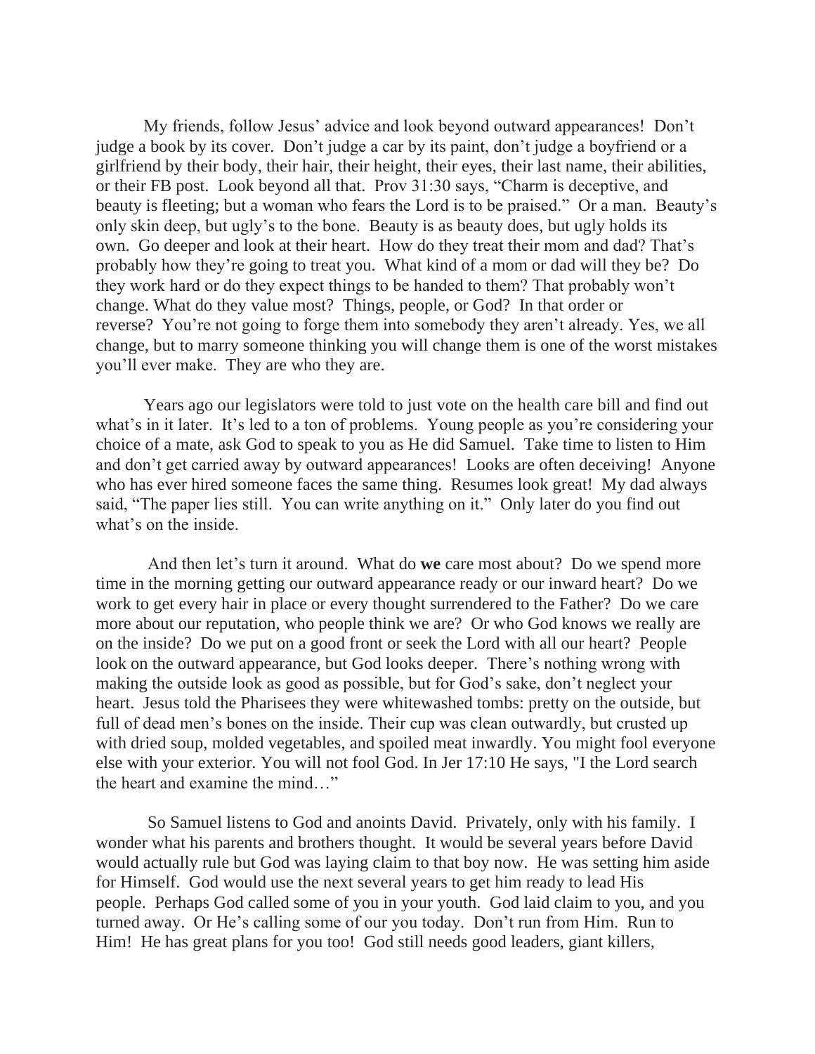My friends, follow Jesus' advice and look beyond outward appearances! Don't judge a book by its cover. Don't judge a car by its paint, don't judge a boyfriend or a girlfriend by their body, their hair, their height, their eyes, their last name, their abilities, or their FB post. Look beyond all that. Prov 31:30 says, "Charm is deceptive, and beauty is fleeting; but a woman who fears the Lord is to be praised." Or a man. Beauty's only skin deep, but ugly's to the bone. Beauty is as beauty does, but ugly holds its own. Go deeper and look at their heart. How do they treat their mom and dad? That's probably how they're going to treat you. What kind of a mom or dad will they be? Do they work hard or do they expect things to be handed to them? That probably won't change. What do they value most? Things, people, or God? In that order or reverse? You're not going to forge them into somebody they aren't already. Yes, we all change, but to marry someone thinking you will change them is one of the worst mistakes you'll ever make. They are who they are.

Years ago our legislators were told to just vote on the health care bill and find out what's in it later. It's led to a ton of problems. Young people as you're considering your choice of a mate, ask God to speak to you as He did Samuel. Take time to listen to Him and don't get carried away by outward appearances! Looks are often deceiving! Anyone who has ever hired someone faces the same thing. Resumes look great! My dad always said, "The paper lies still. You can write anything on it." Only later do you find out what's on the inside.

And then let's turn it around. What do **we** care most about? Do we spend more time in the morning getting our outward appearance ready or our inward heart? Do we work to get every hair in place or every thought surrendered to the Father? Do we care more about our reputation, who people think we are? Or who God knows we really are on the inside? Do we put on a good front or seek the Lord with all our heart? People look on the outward appearance, but God looks deeper. There's nothing wrong with making the outside look as good as possible, but for God's sake, don't neglect your heart. Jesus told the Pharisees they were whitewashed tombs: pretty on the outside, but full of dead men's bones on the inside. Their cup was clean outwardly, but crusted up with dried soup, molded vegetables, and spoiled meat inwardly. You might fool everyone else with your exterior. You will not fool God. In Jer 17:10 He says, "I the Lord search the heart and examine the mind…"

So Samuel listens to God and anoints David. Privately, only with his family. I wonder what his parents and brothers thought. It would be several years before David would actually rule but God was laying claim to that boy now. He was setting him aside for Himself. God would use the next several years to get him ready to lead His people. Perhaps God called some of you in your youth. God laid claim to you, and you turned away. Or He's calling some of our you today. Don't run from Him. Run to Him! He has great plans for you too! God still needs good leaders, giant killers,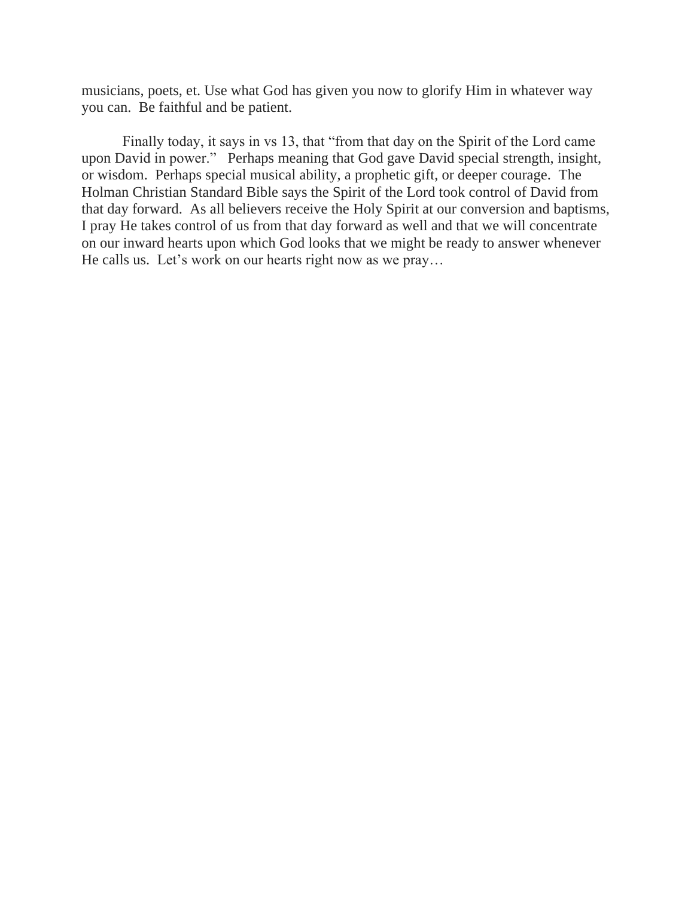musicians, poets, et. Use what God has given you now to glorify Him in whatever way you can. Be faithful and be patient.

Finally today, it says in vs 13, that "from that day on the Spirit of the Lord came upon David in power." Perhaps meaning that God gave David special strength, insight, or wisdom. Perhaps special musical ability, a prophetic gift, or deeper courage. The Holman Christian Standard Bible says the Spirit of the Lord took control of David from that day forward. As all believers receive the Holy Spirit at our conversion and baptisms, I pray He takes control of us from that day forward as well and that we will concentrate on our inward hearts upon which God looks that we might be ready to answer whenever He calls us. Let's work on our hearts right now as we pray…